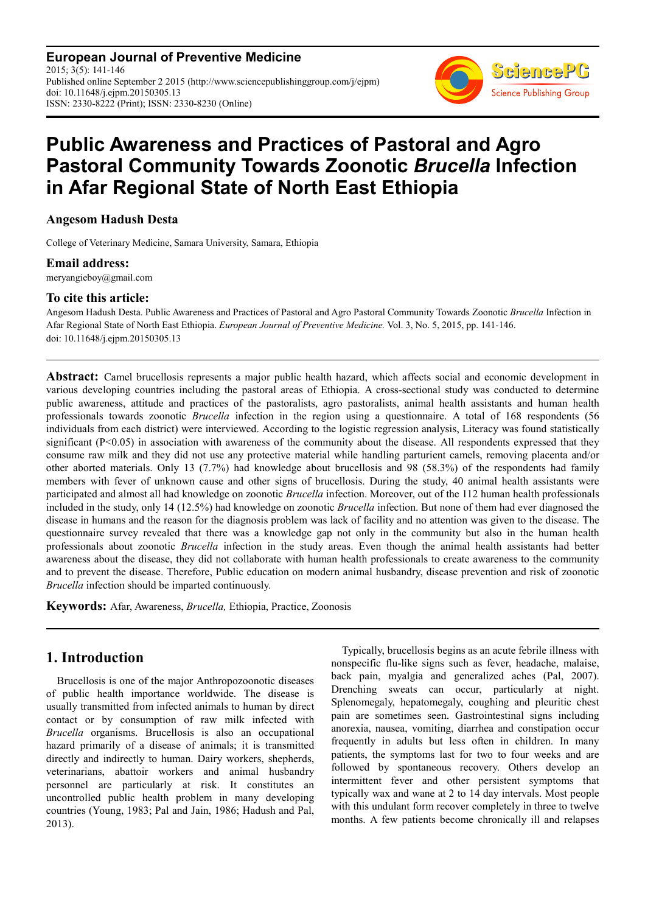**European Journal of Preventive Medicine**
2015; 3(5): 141-146
Published online September 2 2015 (http://www.sciencepublishinggroup.com/j/ejpm)
doi: 10.11648/j.ejpm.20150305.13
ISSN: 2330-8222 (Print); ISSN: 2330-8230 (Online)

# Public Awareness and Practices of Pastoral and Agro Pastoral Community Towards Zoonotic *Brucella* Infection in Afar Regional State of North East Ethiopia

**Angesom Hadush Desta**

College of Veterinary Medicine, Samara University, Samara, Ethiopia

### Email address:

meryangieboy@gmail.com

### To cite this article:

Angesom Hadush Desta. Public Awareness and Practices of Pastoral and Agro Pastoral Community Towards Zoonotic *Brucella* Infection in Afar Regional State of North East Ethiopia. *European Journal of Preventive Medicine.* Vol. 3, No. 5, 2015, pp. 141-146. doi: 10.11648/j.ejpm.20150305.13

---

**Abstract:** Camel brucellosis represents a major public health hazard, which affects social and economic development in various developing countries including the pastoral areas of Ethiopia. A cross-sectional study was conducted to determine public awareness, attitude and practices of the pastoralists, agro pastoralists, animal health assistants and human health professionals towards zoonotic *Brucella* infection in the region using a questionnaire. A total of 168 respondents (56 individuals from each district) were interviewed. According to the logistic regression analysis, Literacy was found statistically significant ($P<0.05$) in association with awareness of the community about the disease. All respondents expressed that they consume raw milk and they did not use any protective material while handling parturient camels, removing placenta and/or other aborted materials. Only 13 (7.7%) had knowledge about brucellosis and 98 (58.3%) of the respondents had family members with fever of unknown cause and other signs of brucellosis. During the study, 40 animal health assistants were participated and almost all had knowledge on zoonotic *Brucella* infection. Moreover, out of the 112 human health professionals included in the study, only 14 (12.5%) had knowledge on zoonotic *Brucella* infection. But none of them had ever diagnosed the disease in humans and the reason for the diagnosis problem was lack of facility and no attention was given to the disease. The questionnaire survey revealed that there was a knowledge gap not only in the community but also in the human health professionals about zoonotic *Brucella* infection in the study areas. Even though the animal health assistants had better awareness about the disease, they did not collaborate with human health professionals to create awareness to the community and to prevent the disease. Therefore, Public education on modern animal husbandry, disease prevention and risk of zoonotic *Brucella* infection should be imparted continuously.

**Keywords:** Afar, Awareness, *Brucella,* Ethiopia, Practice, Zoonosis

---

## 1. Introduction

Brucellosis is one of the major Anthropozoonotic diseases of public health importance worldwide. The disease is usually transmitted from infected animals to human by direct contact or by consumption of raw milk infected with *Brucella* organisms. Brucellosis is also an occupational hazard primarily of a disease of animals; it is transmitted directly and indirectly to human. Dairy workers, shepherds, veterinarians, abattoir workers and animal husbandry personnel are particularly at risk. It constitutes an uncontrolled public health problem in many developing countries (Young, 1983; Pal and Jain, 1986; Hadush and Pal, 2013).

Typically, brucellosis begins as an acute febrile illness with nonspecific flu-like signs such as fever, headache, malaise, back pain, myalgia and generalized aches (Pal, 2007). Drenching sweats can occur, particularly at night. Splenomegaly, hepatomegaly, coughing and pleuritic chest pain are sometimes seen. Gastrointestinal signs including anorexia, nausea, vomiting, diarrhea and constipation occur frequently in adults but less often in children. In many patients, the symptoms last for two to four weeks and are followed by spontaneous recovery. Others develop an intermittent fever and other persistent symptoms that typically wax and wane at 2 to 14 day intervals. Most people with this undulant form recover completely in three to twelve months. A few patients become chronically ill and relapses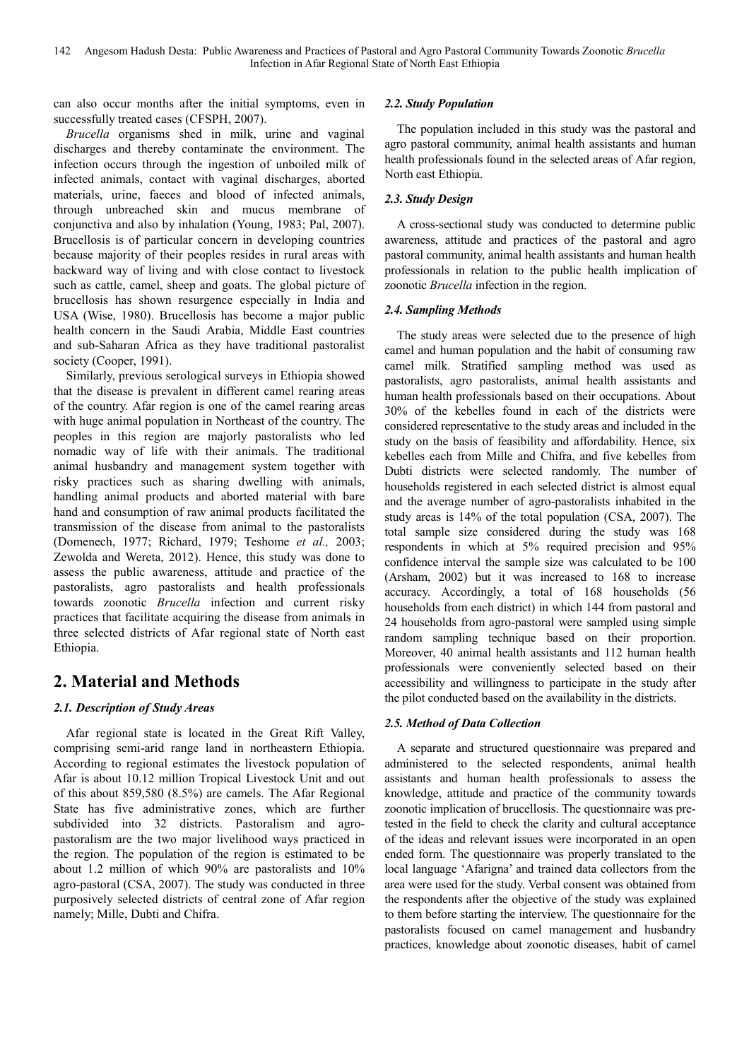can also occur months after the initial symptoms, even in successfully treated cases (CFSPH, 2007).

*Brucella* organisms shed in milk, urine and vaginal discharges and thereby contaminate the environment. The infection occurs through the ingestion of unboiled milk of infected animals, contact with vaginal discharges, aborted materials, urine, faeces and blood of infected animals, through unbreached skin and mucus membrane of conjunctiva and also by inhalation (Young, 1983; Pal, 2007). Brucellosis is of particular concern in developing countries because majority of their peoples resides in rural areas with backward way of living and with close contact to livestock such as cattle, camel, sheep and goats. The global picture of brucellosis has shown resurgence especially in India and USA (Wise, 1980). Brucellosis has become a major public health concern in the Saudi Arabia, Middle East countries and sub-Saharan Africa as they have traditional pastoralist society (Cooper, 1991).

Similarly, previous serological surveys in Ethiopia showed that the disease is prevalent in different camel rearing areas of the country. Afar region is one of the camel rearing areas with huge animal population in Northeast of the country. The peoples in this region are majorly pastoralists who led nomadic way of life with their animals. The traditional animal husbandry and management system together with risky practices such as sharing dwelling with animals, handling animal products and aborted material with bare hand and consumption of raw animal products facilitated the transmission of the disease from animal to the pastoralists (Domenech, 1977; Richard, 1979; Teshome *et al.,* 2003; Zewolda and Wereta, 2012). Hence, this study was done to assess the public awareness, attitude and practice of the pastoralists, agro pastoralists and health professionals towards zoonotic *Brucella* infection and current risky practices that facilitate acquiring the disease from animals in three selected districts of Afar regional state of North east Ethiopia.

## 2. Material and Methods

### 2.1. Description of Study Areas

Afar regional state is located in the Great Rift Valley, comprising semi-arid range land in northeastern Ethiopia. According to regional estimates the livestock population of Afar is about 10.12 million Tropical Livestock Unit and out of this about 859,580 (8.5%) are camels. The Afar Regional State has five administrative zones, which are further subdivided into 32 districts. Pastoralism and agro-pastoralism are the two major livelihood ways practiced in the region. The population of the region is estimated to be about 1.2 million of which 90% are pastoralists and 10% agro-pastoral (CSA, 2007). The study was conducted in three purposively selected districts of central zone of Afar region namely; Mille, Dubti and Chifra.

### 2.2. Study Population

The population included in this study was the pastoral and agro pastoral community, animal health assistants and human health professionals found in the selected areas of Afar region, North east Ethiopia.

### 2.3. Study Design

A cross-sectional study was conducted to determine public awareness, attitude and practices of the pastoral and agro pastoral community, animal health assistants and human health professionals in relation to the public health implication of zoonotic *Brucella* infection in the region.

### 2.4. Sampling Methods

The study areas were selected due to the presence of high camel and human population and the habit of consuming raw camel milk. Stratified sampling method was used as pastoralists, agro pastoralists, animal health assistants and human health professionals based on their occupations. About 30% of the kebelles found in each of the districts were considered representative to the study areas and included in the study on the basis of feasibility and affordability. Hence, six kebelles each from Mille and Chifra, and five kebelles from Dubti districts were selected randomly. The number of households registered in each selected district is almost equal and the average number of agro-pastoralists inhabited in the study areas is 14% of the total population (CSA, 2007). The total sample size considered during the study was 168 respondents in which at 5% required precision and 95% confidence interval the sample size was calculated to be 100 (Arsham, 2002) but it was increased to 168 to increase accuracy. Accordingly, a total of 168 households (56 households from each district) in which 144 from pastoral and 24 households from agro-pastoral were sampled using simple random sampling technique based on their proportion. Moreover, 40 animal health assistants and 112 human health professionals were conveniently selected based on their accessibility and willingness to participate in the study after the pilot conducted based on the availability in the districts.

### 2.5. Method of Data Collection

A separate and structured questionnaire was prepared and administered to the selected respondents, animal health assistants and human health professionals to assess the knowledge, attitude and practice of the community towards zoonotic implication of brucellosis. The questionnaire was pre-tested in the field to check the clarity and cultural acceptance of the ideas and relevant issues were incorporated in an open ended form. The questionnaire was properly translated to the local language 'Afarigna' and trained data collectors from the area were used for the study. Verbal consent was obtained from the respondents after the objective of the study was explained to them before starting the interview. The questionnaire for the pastoralists focused on camel management and husbandry practices, knowledge about zoonotic diseases, habit of camel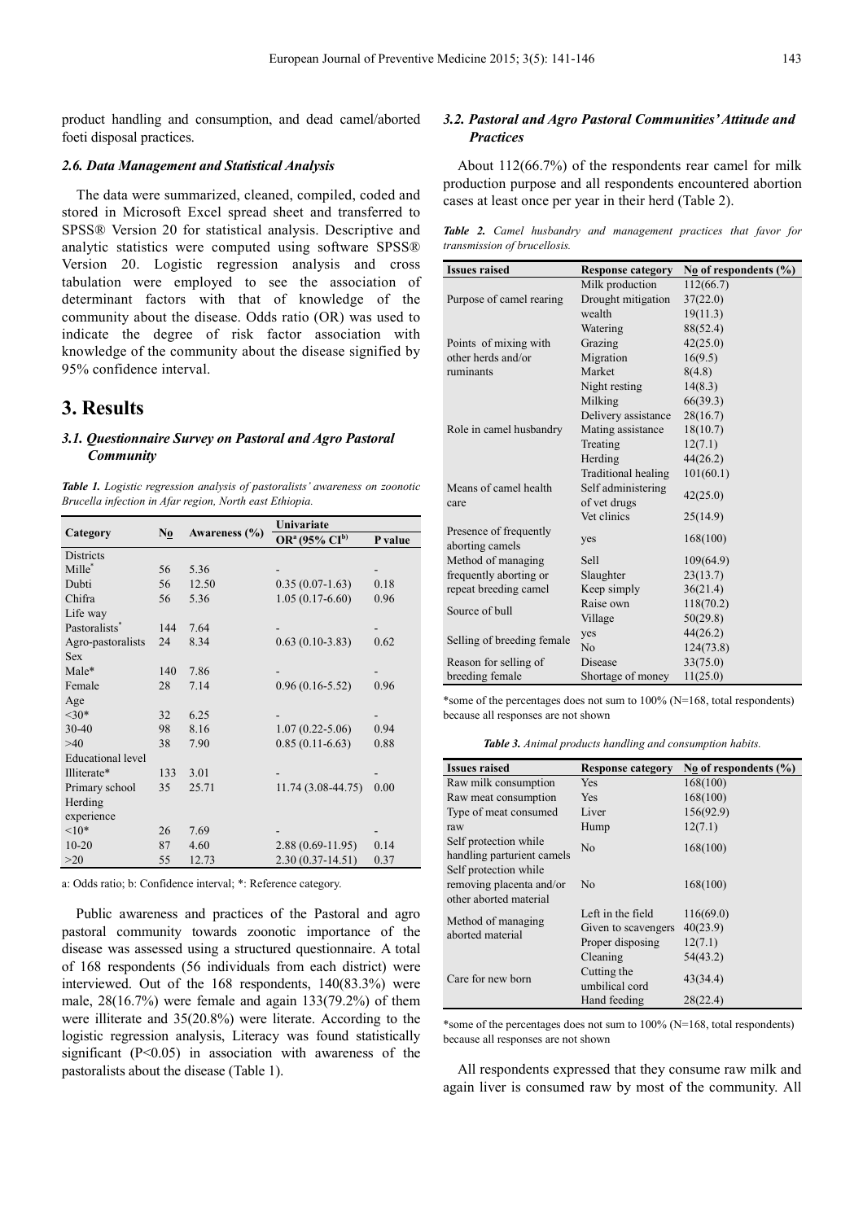product handling and consumption, and dead camel/aborted foeti disposal practices.

### 2.6. Data Management and Statistical Analysis

The data were summarized, cleaned, compiled, coded and stored in Microsoft Excel spread sheet and transferred to SPSS® Version 20 for statistical analysis. Descriptive and analytic statistics were computed using software SPSS® Version 20. Logistic regression analysis and cross tabulation were employed to see the association of determinant factors with that of knowledge of the community about the disease. Odds ratio (OR) was used to indicate the degree of risk factor association with knowledge of the community about the disease signified by 95% confidence interval.

# 3. Results

### 3.1. Questionnaire Survey on Pastoral and Agro Pastoral Community

*Table 1. Logistic regression analysis of pastoralists' awareness on zoonotic Brucella infection in Afar region, North east Ethiopia.*

| Category | No | Awareness (%) | Univariate | |
|---|---|---|---|---|
| | | | OR[a] (95% CI[b]) | P value |
| Districts | | | | |
| Mille* | 56 | 5.36 | - | - |
| Dubti | 56 | 12.50 | 0.35 (0.07-1.63) | 0.18 |
| Chifra | 56 | 5.36 | 1.05 (0.17-6.60) | 0.96 |
| Life way | | | | |
| Pastoralists* | 144 | 7.64 | - | - |
| Agro-pastoralists | 24 | 8.34 | 0.63 (0.10-3.83) | 0.62 |
| Sex | | | | |
| Male* | 140 | 7.86 | - | - |
| Female | 28 | 7.14 | 0.96 (0.16-5.52) | 0.96 |
| Age | | | | |
| <30* | 32 | 6.25 | - | - |
| 30-40 | 98 | 8.16 | 1.07 (0.22-5.06) | 0.94 |
| >40 | 38 | 7.90 | 0.85 (0.11-6.63) | 0.88 |
| Educational level | | | | |
| Illiterate* | 133 | 3.01 | - | - |
| Primary school | 35 | 25.71 | 11.74 (3.08-44.75) | 0.00 |
| Herding experience | | | | |
| <10* | 26 | 7.69 | - | - |
| 10-20 | 87 | 4.60 | 2.88 (0.69-11.95) | 0.14 |
| >20 | 55 | 12.73 | 2.30 (0.37-14.51) | 0.37 |

a: Odds ratio; b: Confidence interval; *: Reference category.

Public awareness and practices of the Pastoral and agro pastoral community towards zoonotic importance of the disease was assessed using a structured questionnaire. A total of 168 respondents (56 individuals from each district) were interviewed. Out of the 168 respondents, 140(83.3%) were male, 28(16.7%) were female and again 133(79.2%) of them were illiterate and 35(20.8%) were literate. According to the logistic regression analysis, Literacy was found statistically significant ($P<0.05$) in association with awareness of the pastoralists about the disease (Table 1).

### 3.2. Pastoral and Agro Pastoral Communities' Attitude and Practices

About 112(66.7%) of the respondents rear camel for milk production purpose and all respondents encountered abortion cases at least once per year in their herd (Table 2).

*Table 2. Camel husbandry and management practices that favor for transmission of brucellosis.*

| Issues raised | Response category | No of respondents (%) |
|---|---|---|
| Purpose of camel rearing | Milk production | 112(66.7) |
| | Drought mitigation | 37(22.0) |
| | wealth | 19(11.3) |
| Points of mixing with other herds and/or ruminants | Watering | 88(52.4) |
| | Grazing | 42(25.0) |
| | Migration | 16(9.5) |
| | Market | 8(4.8) |
| | Night resting | 14(8.3) |
| Role in camel husbandry | Milking | 66(39.3) |
| | Delivery assistance | 28(16.7) |
| | Mating assistance | 18(10.7) |
| | Treating | 12(7.1) |
| | Herding | 44(26.2) |
| Means of camel health care | Traditional healing | 101(60.1) |
| | Self administering of vet drugs | 42(25.0) |
| | Vet clinics | 25(14.9) |
| Presence of frequently aborting camels | yes | 168(100) |
| Method of managing frequently aborting or repeat breeding camel | Sell | 109(64.9) |
| | Slaughter | 23(13.7) |
| | Keep simply | 36(21.4) |
| Source of bull | Raise own | 118(70.2) |
| | Village | 50(29.8) |
| Selling of breeding female | yes | 44(26.2) |
| | No | 124(73.8) |
| Reason for selling of breeding female | Disease | 33(75.0) |
| | Shortage of money | 11(25.0) |

*some of the percentages does not sum to 100% (N=168, total respondents) because all responses are not shown

*Table 3. Animal products handling and consumption habits.*

| Issues raised | Response category | No of respondents (%) |
|---|---|---|
| Raw milk consumption | Yes | 168(100) |
| Raw meat consumption | Yes | 168(100) |
| Type of meat consumed raw | Liver | 156(92.9) |
| | Hump | 12(7.1) |
| Self protection while handling parturient camels | No | 168(100) |
| Self protection while removing placenta and/or other aborted material | No | 168(100) |
| Method of managing aborted material | Left in the field | 116(69.0) |
| | Given to scavengers | 40(23.9) |
| | Proper disposing | 12(7.1) |
| Care for new born | Cleaning | 54(43.2) |
| | Cutting the umbilical cord | 43(34.4) |
| | Hand feeding | 28(22.4) |

*some of the percentages does not sum to 100% (N=168, total respondents) because all responses are not shown

All respondents expressed that they consume raw milk and again liver is consumed raw by most of the community. All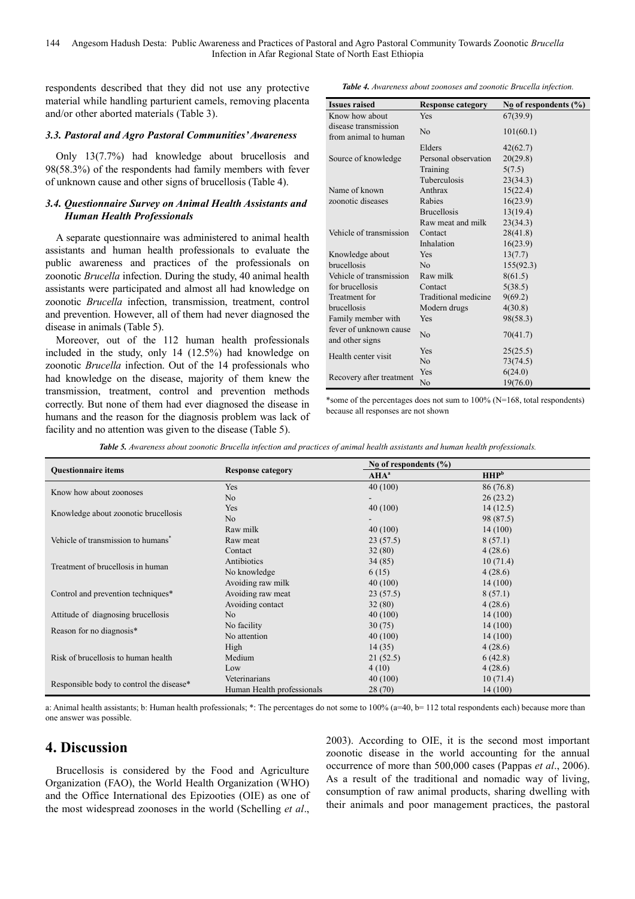respondents described that they did not use any protective material while handling parturient camels, removing placenta and/or other aborted materials (Table 3).

### 3.3. Pastoral and Agro Pastoral Communities' Awareness

Only 13(7.7%) had knowledge about brucellosis and 98(58.3%) of the respondents had family members with fever of unknown cause and other signs of brucellosis (Table 4).

### 3.4. Questionnaire Survey on Animal Health Assistants and Human Health Professionals

A separate questionnaire was administered to animal health assistants and human health professionals to evaluate the public awareness and practices of the professionals on zoonotic *Brucella* infection. During the study, 40 animal health assistants were participated and almost all had knowledge on zoonotic *Brucella* infection, transmission, treatment, control and prevention. However, all of them had never diagnosed the disease in animals (Table 5).

Moreover, out of the 112 human health professionals included in the study, only 14 (12.5%) had knowledge on zoonotic *Brucella* infection. Out of the 14 professionals who had knowledge on the disease, majority of them knew the transmission, treatment, control and prevention methods correctly. But none of them had ever diagnosed the disease in humans and the reason for the diagnosis problem was lack of facility and no attention was given to the disease (Table 5).

***Table 4.** Awareness about zoonoses and zoonotic Brucella infection.*

| Issues raised | Response category | No of respondents (%) |
|---|---|---|
| Know how about disease transmission from animal to human | Yes | 67(39.9) |
| | No | 101(60.1) |
| Source of knowledge | Elders | 42(62.7) |
| | Personal observation | 20(29.8) |
| | Training | 5(7.5) |
| Name of known zoonotic diseases | Tuberculosis | 23(34.3) |
| | Anthrax | 15(22.4) |
| | Rabies | 16(23.9) |
| | Brucellosis | 13(19.4) |
| Vehicle of transmission | Raw meat and milk | 23(34.3) |
| | Contact | 28(41.8) |
| | Inhalation | 16(23.9) |
| Knowledge about brucellosis | Yes | 13(7.7) |
| | No | 155(92.3) |
| Vehicle of transmission for brucellosis | Raw milk | 8(61.5) |
| | Contact | 5(38.5) |
| Treatment for brucellosis | Traditional medicine | 9(69.2) |
| | Modern drugs | 4(30.8) |
| Family member with fever of unknown cause and other signs | Yes | 98(58.3) |
| | No | 70(41.7) |
| Health center visit | Yes | 25(25.5) |
| | No | 73(74.5) |
| Recovery after treatment | Yes | 6(24.0) |
| | No | 19(76.0) |

*some of the percentages does not sum to 100% (N=168, total respondents) because all responses are not shown

***Table 5.** Awareness about zoonotic Brucella infection and practices of animal health assistants and human health professionals.*

| Questionnaire items | Response category | No of respondents (%) | |
|---|---|---|---|
| | | AHA[a] | HHP[b] |
| Know how about zoonoses | Yes | 40 (100) | 86 (76.8) |
| | No | - | 26 (23.2) |
| Knowledge about zoonotic brucellosis | Yes | 40 (100) | 14 (12.5) |
| | No | - | 98 (87.5) |
| Vehicle of transmission to humans* | Raw milk | 40 (100) | 14 (100) |
| | Raw meat | 23 (57.5) | 8 (57.1) |
| | Contact | 32 (80) | 4 (28.6) |
| Treatment of brucellosis in human | Antibiotics | 34 (85) | 10 (71.4) |
| | No knowledge | 6 (15) | 4 (28.6) |
| Control and prevention techniques* | Avoiding raw milk | 40 (100) | 14 (100) |
| | Avoiding raw meat | 23 (57.5) | 8 (57.1) |
| | Avoiding contact | 32 (80) | 4 (28.6) |
| Attitude of diagnosing brucellosis | No | 40 (100) | 14 (100) |
| Reason for no diagnosis* | No facility | 30 (75) | 14 (100) |
| | No attention | 40 (100) | 14 (100) |
| Risk of brucellosis to human health | High | 14 (35) | 4 (28.6) |
| | Medium | 21 (52.5) | 6 (42.8) |
| | Low | 4 (10) | 4 (28.6) |
| Responsible body to control the disease* | Veterinarians | 40 (100) | 10 (71.4) |
| | Human Health professionals | 28 (70) | 14 (100) |

a: Animal health assistants; b: Human health professionals; *: The percentages do not some to 100% (a=40, b= 112 total respondents each) because more than one answer was possible.

# 4. Discussion

Brucellosis is considered by the Food and Agriculture Organization (FAO), the World Health Organization (WHO) and the Office International des Epizooties (OIE) as one of the most widespread zoonoses in the world (Schelling *et al*., 2003). According to OIE, it is the second most important zoonotic disease in the world accounting for the annual occurrence of more than 500,000 cases (Pappas *et al*., 2006). As a result of the traditional and nomadic way of living, consumption of raw animal products, sharing dwelling with their animals and poor management practices, the pastoral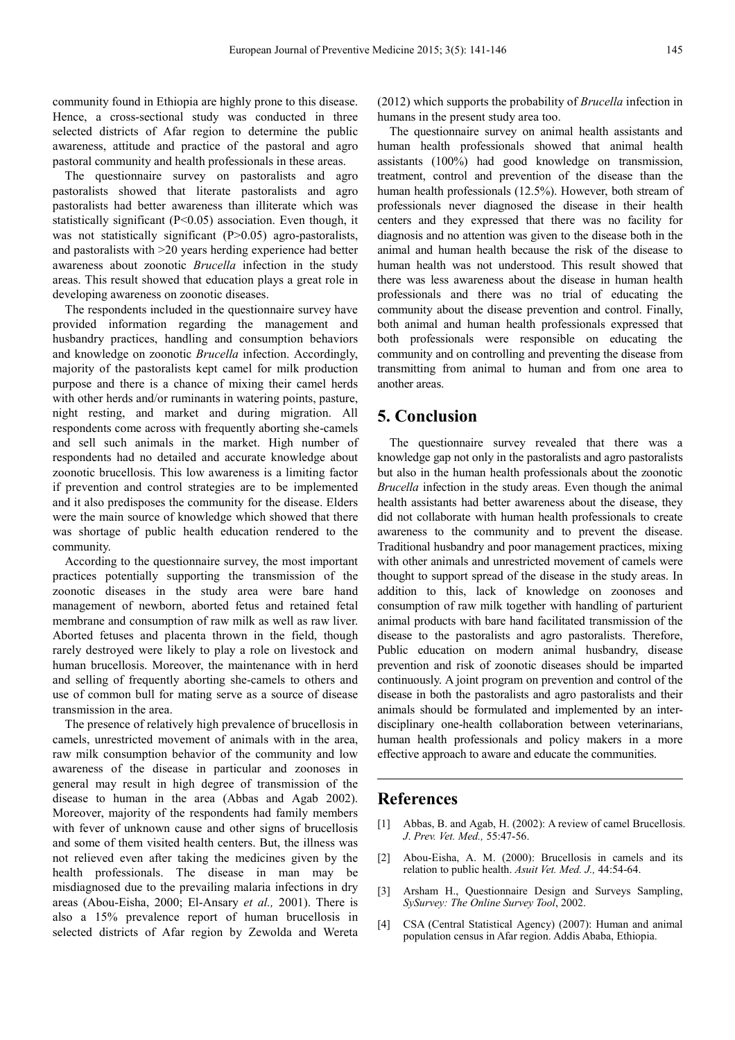community found in Ethiopia are highly prone to this disease. Hence, a cross-sectional study was conducted in three selected districts of Afar region to determine the public awareness, attitude and practice of the pastoral and agro pastoral community and health professionals in these areas.

The questionnaire survey on pastoralists and agro pastoralists showed that literate pastoralists and agro pastoralists had better awareness than illiterate which was statistically significant ($P<0.05$) association. Even though, it was not statistically significant ($P>0.05$) agro-pastoralists, and pastoralists with >20 years herding experience had better awareness about zoonotic *Brucella* infection in the study areas. This result showed that education plays a great role in developing awareness on zoonotic diseases.

The respondents included in the questionnaire survey have provided information regarding the management and husbandry practices, handling and consumption behaviors and knowledge on zoonotic *Brucella* infection. Accordingly, majority of the pastoralists kept camel for milk production purpose and there is a chance of mixing their camel herds with other herds and/or ruminants in watering points, pasture, night resting, and market and during migration. All respondents come across with frequently aborting she-camels and sell such animals in the market. High number of respondents had no detailed and accurate knowledge about zoonotic brucellosis. This low awareness is a limiting factor if prevention and control strategies are to be implemented and it also predisposes the community for the disease. Elders were the main source of knowledge which showed that there was shortage of public health education rendered to the community.

According to the questionnaire survey, the most important practices potentially supporting the transmission of the zoonotic diseases in the study area were bare hand management of newborn, aborted fetus and retained fetal membrane and consumption of raw milk as well as raw liver. Aborted fetuses and placenta thrown in the field, though rarely destroyed were likely to play a role on livestock and human brucellosis. Moreover, the maintenance with in herd and selling of frequently aborting she-camels to others and use of common bull for mating serve as a source of disease transmission in the area.

The presence of relatively high prevalence of brucellosis in camels, unrestricted movement of animals with in the area, raw milk consumption behavior of the community and low awareness of the disease in particular and zoonoses in general may result in high degree of transmission of the disease to human in the area (Abbas and Agab 2002). Moreover, majority of the respondents had family members with fever of unknown cause and other signs of brucellosis and some of them visited health centers. But, the illness was not relieved even after taking the medicines given by the health professionals. The disease in man may be misdiagnosed due to the prevailing malaria infections in dry areas (Abou-Eisha, 2000; El-Ansary *et al.,* 2001). There is also a 15% prevalence report of human brucellosis in selected districts of Afar region by Zewolda and Wereta (2012) which supports the probability of *Brucella* infection in humans in the present study area too.

The questionnaire survey on animal health assistants and human health professionals showed that animal health assistants (100%) had good knowledge on transmission, treatment, control and prevention of the disease than the human health professionals (12.5%). However, both stream of professionals never diagnosed the disease in their health centers and they expressed that there was no facility for diagnosis and no attention was given to the disease both in the animal and human health because the risk of the disease to human health was not understood. This result showed that there was less awareness about the disease in human health professionals and there was no trial of educating the community about the disease prevention and control. Finally, both animal and human health professionals expressed that both professionals were responsible on educating the community and on controlling and preventing the disease from transmitting from animal to human and from one area to another areas.

## 5. Conclusion

The questionnaire survey revealed that there was a knowledge gap not only in the pastoralists and agro pastoralists but also in the human health professionals about the zoonotic *Brucella* infection in the study areas. Even though the animal health assistants had better awareness about the disease, they did not collaborate with human health professionals to create awareness to the community and to prevent the disease. Traditional husbandry and poor management practices, mixing with other animals and unrestricted movement of camels were thought to support spread of the disease in the study areas. In addition to this, lack of knowledge on zoonoses and consumption of raw milk together with handling of parturient animal products with bare hand facilitated transmission of the disease to the pastoralists and agro pastoralists. Therefore, Public education on modern animal husbandry, disease prevention and risk of zoonotic diseases should be imparted continuously. A joint program on prevention and control of the disease in both the pastoralists and agro pastoralists and their animals should be formulated and implemented by an inter-disciplinary one-health collaboration between veterinarians, human health professionals and policy makers in a more effective approach to aware and educate the communities.

## References

[1] Abbas, B. and Agab, H. (2002): A review of camel Brucellosis. *J. Prev. Vet. Med.,* 55:47-56.

[2] Abou-Eisha, A. M. (2000): Brucellosis in camels and its relation to public health. *Asuit Vet. Med. J.,* 44:54-64.

[3] Arsham H., Questionnaire Design and Surveys Sampling, *SySurvey: The Online Survey Tool*, 2002.

[4] CSA (Central Statistical Agency) (2007): Human and animal population census in Afar region. Addis Ababa, Ethiopia.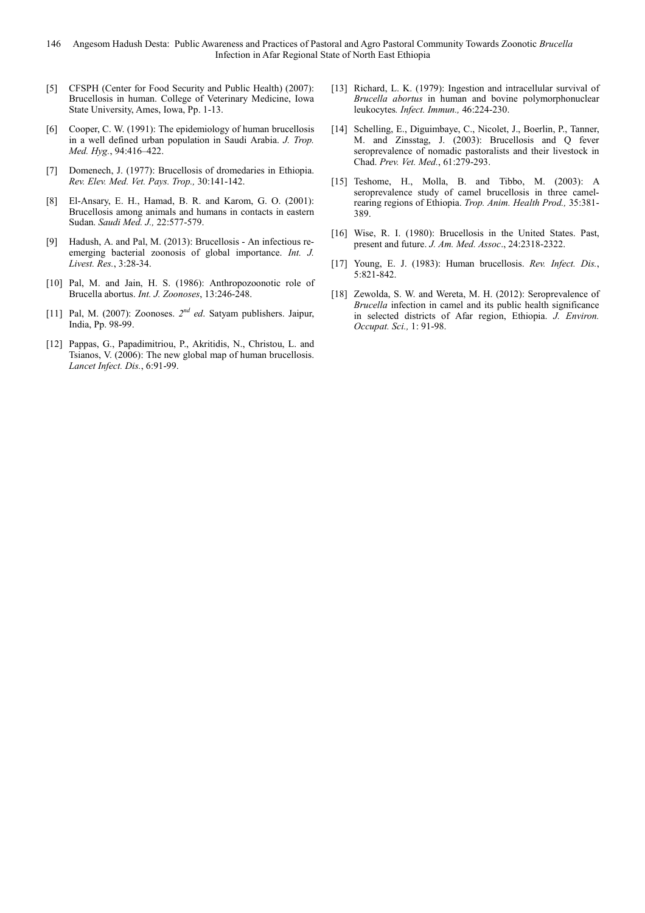[5] CFSPH (Center for Food Security and Public Health) (2007): Brucellosis in human. College of Veterinary Medicine, Iowa State University, Ames, Iowa, Pp. 1-13.

[6] Cooper, C. W. (1991): The epidemiology of human brucellosis in a well defined urban population in Saudi Arabia. *J. Trop. Med. Hyg.*, 94:416–422.

[7] Domenech, J. (1977): Brucellosis of dromedaries in Ethiopia. *Rev. Elev. Med. Vet. Pays. Trop.,* 30:141-142.

[8] El-Ansary, E. H., Hamad, B. R. and Karom, G. O. (2001): Brucellosis among animals and humans in contacts in eastern Sudan. *Saudi Med. J.,* 22:577-579.

[9] Hadush, A. and Pal, M. (2013): Brucellosis - An infectious re-emerging bacterial zoonosis of global importance. *Int. J. Livest. Res.*, 3:28-34.

[10] Pal, M. and Jain, H. S. (1986): Anthropozoonotic role of Brucella abortus. *Int. J. Zoonoses*, 13:246-248.

[11] Pal, M. (2007): Zoonoses. *2nd ed*. Satyam publishers. Jaipur, India, Pp. 98-99.

[12] Pappas, G., Papadimitriou, P., Akritidis, N., Christou, L. and Tsianos, V. (2006): The new global map of human brucellosis. *Lancet Infect. Dis.*, 6:91-99.

[13] Richard, L. K. (1979): Ingestion and intracellular survival of *Brucella abortus* in human and bovine polymorphonuclear leukocytes*. Infect. Immun.,* 46:224-230.

[14] Schelling, E., Diguimbaye, C., Nicolet, J., Boerlin, P., Tanner, M. and Zinsstag, J. (2003): Brucellosis and Q fever seroprevalence of nomadic pastoralists and their livestock in Chad. *Prev. Vet. Med.*, 61:279-293.

[15] Teshome, H., Molla, B. and Tibbo, M. (2003): A seroprevalence study of camel brucellosis in three camel-rearing regions of Ethiopia. *Trop. Anim. Health Prod.,* 35:381-389.

[16] Wise, R. I. (1980): Brucellosis in the United States. Past, present and future. *J. Am. Med. Assoc*., 24:2318-2322.

[17] Young, E. J. (1983): Human brucellosis. *Rev. Infect. Dis.*, 5:821-842.

[18] Zewolda, S. W. and Wereta, M. H. (2012): Seroprevalence of *Brucella* infection in camel and its public health significance in selected districts of Afar region, Ethiopia. *J. Environ. Occupat. Sci.,* 1: 91-98.